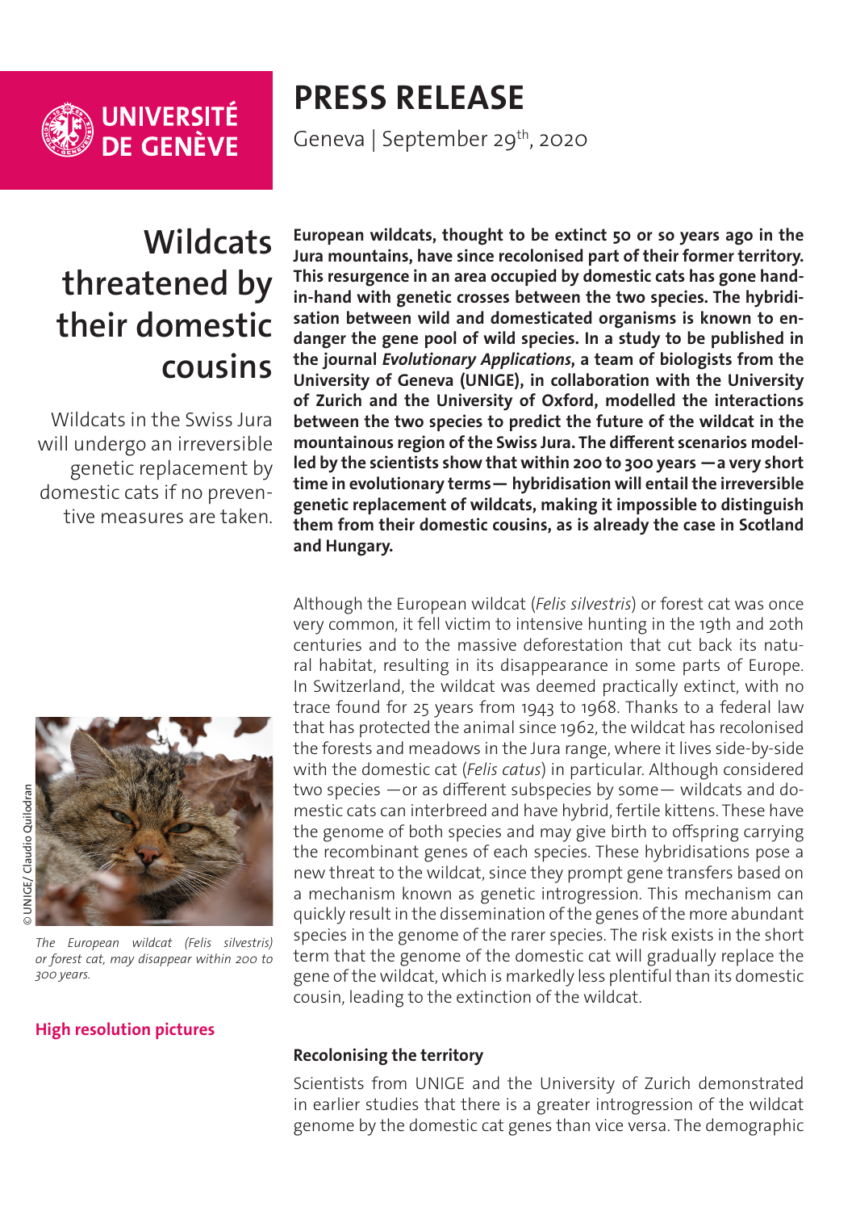# PRESS RELEASE

Geneva | September 29th, 2020

## Wildcats threatened by their domestic cousins

Wildcats in the Swiss Jura will undergo an irreversible genetic replacement by domestic cats if no preventive measures are taken.

**European wildcats, thought to be extinct 50 or so years ago in the Jura mountains, have since recolonised part of their former territory. This resurgence in an area occupied by domestic cats has gone hand-in-hand with genetic crosses between the two species. The hybridisation between wild and domesticated organisms is known to endanger the gene pool of wild species. In a study to be published in the journal *Evolutionary Applications*, a team of biologists from the University of Geneva (UNIGE), in collaboration with the University of Zurich and the University of Oxford, modelled the interactions between the two species to predict the future of the wildcat in the mountainous region of the Swiss Jura. The different scenarios modelled by the scientists show that within 200 to 300 years —a very short time in evolutionary terms— hybridisation will entail the irreversible genetic replacement of wildcats, making it impossible to distinguish them from their domestic cousins, as is already the case in Scotland and Hungary.**

© UNIGE/ Claudio Quilodran

*The European wildcat (Felis silvestris) or forest cat, may disappear within 200 to 300 years.*

**High resolution pictures**

Although the European wildcat (*Felis silvestris*) or forest cat was once very common, it fell victim to intensive hunting in the 19th and 20th centuries and to the massive deforestation that cut back its natural habitat, resulting in its disappearance in some parts of Europe. In Switzerland, the wildcat was deemed practically extinct, with no trace found for 25 years from 1943 to 1968. Thanks to a federal law that has protected the animal since 1962, the wildcat has recolonised the forests and meadows in the Jura range, where it lives side-by-side with the domestic cat (*Felis catus*) in particular. Although considered two species —or as different subspecies by some— wildcats and domestic cats can interbreed and have hybrid, fertile kittens. These have the genome of both species and may give birth to offspring carrying the recombinant genes of each species. These hybridisations pose a new threat to the wildcat, since they prompt gene transfers based on a mechanism known as genetic introgression. This mechanism can quickly result in the dissemination of the genes of the more abundant species in the genome of the rarer species. The risk exists in the short term that the genome of the domestic cat will gradually replace the gene of the wildcat, which is markedly less plentiful than its domestic cousin, leading to the extinction of the wildcat.

### Recolonising the territory

Scientists from UNIGE and the University of Zurich demonstrated in earlier studies that there is a greater introgression of the wildcat genome by the domestic cat genes than vice versa. The demographic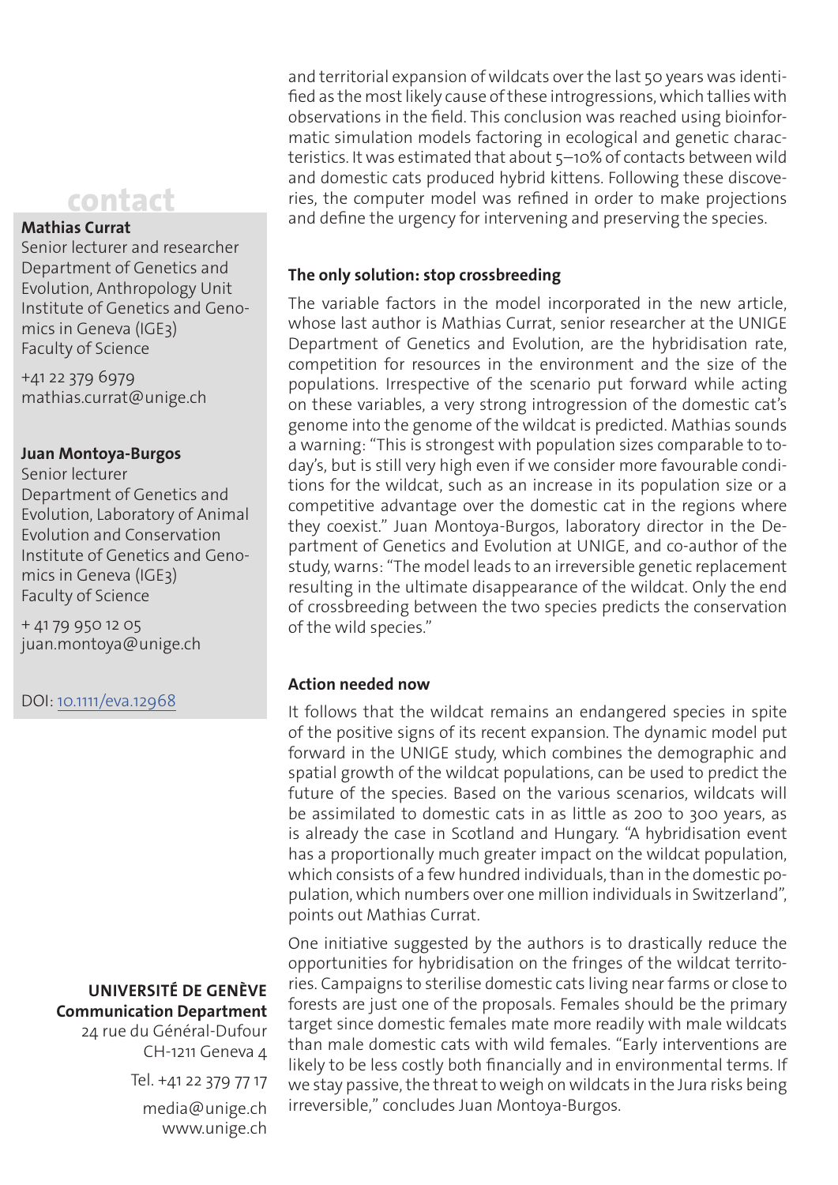and territorial expansion of wildcats over the last 50 years was identified as the most likely cause of these introgressions, which tallies with observations in the field. This conclusion was reached using bioinformatic simulation models factoring in ecological and genetic characteristics. It was estimated that about 5–10% of contacts between wild and domestic cats produced hybrid kittens. Following these discoveries, the computer model was refined in order to make projections and define the urgency for intervening and preserving the species.

### The only solution: stop crossbreeding

The variable factors in the model incorporated in the new article, whose last author is Mathias Currat, senior researcher at the UNIGE Department of Genetics and Evolution, are the hybridisation rate, competition for resources in the environment and the size of the populations. Irrespective of the scenario put forward while acting on these variables, a very strong introgression of the domestic cat's genome into the genome of the wildcat is predicted. Mathias sounds a warning: "This is strongest with population sizes comparable to today's, but is still very high even if we consider more favourable conditions for the wildcat, such as an increase in its population size or a competitive advantage over the domestic cat in the regions where they coexist." Juan Montoya-Burgos, laboratory director in the Department of Genetics and Evolution at UNIGE, and co-author of the study, warns: "The model leads to an irreversible genetic replacement resulting in the ultimate disappearance of the wildcat. Only the end of crossbreeding between the two species predicts the conservation of the wild species."

### Action needed now

It follows that the wildcat remains an endangered species in spite of the positive signs of its recent expansion. The dynamic model put forward in the UNIGE study, which combines the demographic and spatial growth of the wildcat populations, can be used to predict the future of the species. Based on the various scenarios, wildcats will be assimilated to domestic cats in as little as 200 to 300 years, as is already the case in Scotland and Hungary. "A hybridisation event has a proportionally much greater impact on the wildcat population, which consists of a few hundred individuals, than in the domestic population, which numbers over one million individuals in Switzerland", points out Mathias Currat.

One initiative suggested by the authors is to drastically reduce the opportunities for hybridisation on the fringes of the wildcat territories. Campaigns to sterilise domestic cats living near farms or close to forests are just one of the proposals. Females should be the primary target since domestic females mate more readily with male wildcats than male domestic cats with wild females. "Early interventions are likely to be less costly both financially and in environmental terms. If we stay passive, the threat to weigh on wildcats in the Jura risks being irreversible," concludes Juan Montoya-Burgos.

## contact

**Mathias Currat**
Senior lecturer and researcher
Department of Genetics and Evolution, Anthropology Unit
Institute of Genetics and Genomics in Geneva (IGE3)
Faculty of Science

+41 22 379 6979
mathias.currat@unige.ch

**Juan Montoya-Burgos**
Senior lecturer
Department of Genetics and Evolution, Laboratory of Animal Evolution and Conservation
Institute of Genetics and Genomics in Geneva (IGE3)
Faculty of Science

+ 41 79 950 12 05
juan.montoya@unige.ch

DOI: 10.1111/eva.12968

**UNIVERSITÉ DE GENÈVE**
**Communication Department**
24 rue du Général-Dufour
CH-1211 Geneva 4

Tel. +41 22 379 77 17

media@unige.ch
www.unige.ch